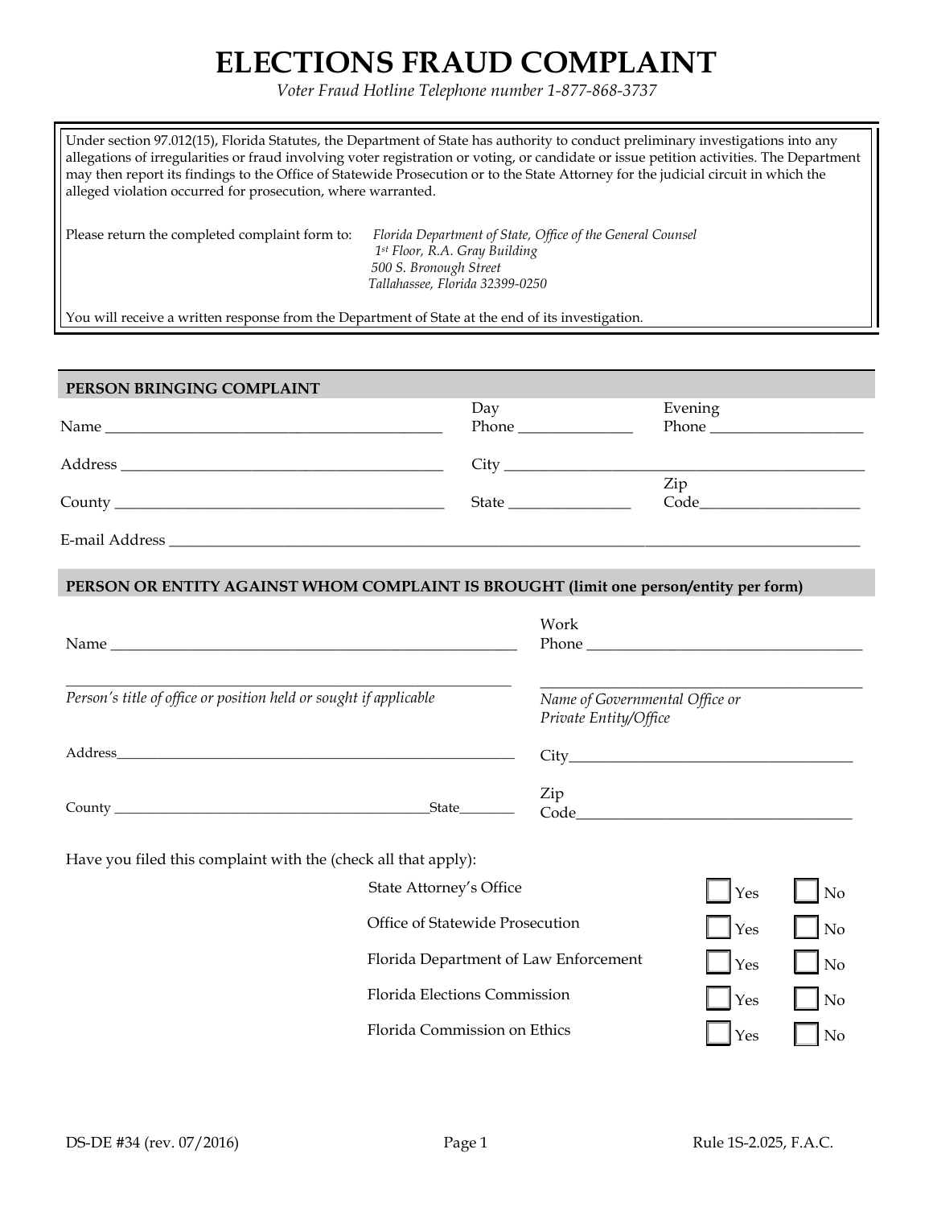# ELECTIONS FRAUD COMPLAINT

*Voter Fraud Hotline Telephone number 1-877-868-3737*

Under section 97.012(15), Florida Statutes, the Department of State has authority to conduct preliminary investigations into any allegations of irregularities or fraud involving voter registration or voting, or candidate or issue petition activities. The Department may then report its findings to the Office of Statewide Prosecution or to the State Attorney for the judicial circuit in which the alleged violation occurred for prosecution, where warranted.

Please return the completed complaint form to:

*Florida Department of State, Office of the General Counsel*
*1st Floor, R.A. Gray Building*
*500 S. Bronough Street*
*Tallahassee, Florida 32399-0250*

You will receive a written response from the Department of State at the end of its investigation.

## PERSON BRINGING COMPLAINT

Name ______________________ Day Phone ______________ Evening Phone ______________

Address ______________________ City ______________________

County ______________________ State ______________ Zip Code ______________

E-mail Address ______________________________________________

## PERSON OR ENTITY AGAINST WHOM COMPLAINT IS BROUGHT (limit one person/entity per form)

Name ______________________ Work Phone ______________________

______________________
*Person's title of office or position held or sought if applicable*

______________________
*Name of Governmental Office or Private Entity/Office*

Address ______________________ City ______________________

County ______________________ State ________ Zip Code ______________________

Have you filed this complaint with the (check all that apply):

| | | |
|---|---|---|
| State Attorney's Office | ☐ Yes | ☐ No |
| Office of Statewide Prosecution | ☐ Yes | ☐ No |
| Florida Department of Law Enforcement | ☐ Yes | ☐ No |
| Florida Elections Commission | ☐ Yes | ☐ No |
| Florida Commission on Ethics | ☐ Yes | ☐ No |

DS-DE #34 (rev. 07/2016) Rule 1S-2.025, F.A.C.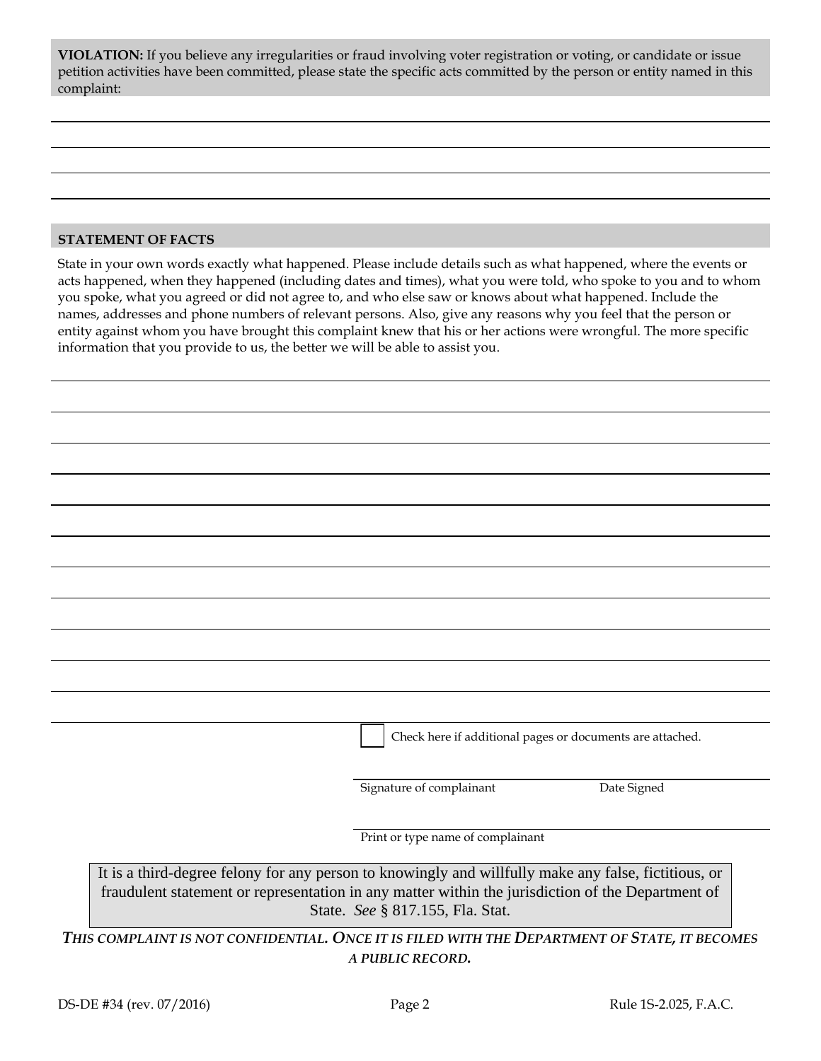**VIOLATION:** If you believe any irregularities or fraud involving voter registration or voting, or candidate or issue petition activities have been committed, please state the specific acts committed by the person or entity named in this complaint:

**STATEMENT OF FACTS**

State in your own words exactly what happened. Please include details such as what happened, where the events or acts happened, when they happened (including dates and times), what you were told, who spoke to you and to whom you spoke, what you agreed or did not agree to, and who else saw or knows about what happened. Include the names, addresses and phone numbers of relevant persons. Also, give any reasons why you feel that the person or entity against whom you have brought this complaint knew that his or her actions were wrongful. The more specific information that you provide to us, the better we will be able to assist you.

☐ Check here if additional pages or documents are attached.

Signature of complainant Date Signed

Print or type name of complainant

It is a third-degree felony for any person to knowingly and willfully make any false, fictitious, or fraudulent statement or representation in any matter within the jurisdiction of the Department of State. *See* § 817.155, Fla. Stat.

***THIS COMPLAINT IS NOT CONFIDENTIAL. ONCE IT IS FILED WITH THE DEPARTMENT OF STATE, IT BECOMES A PUBLIC RECORD.***

DS-DE #34 (rev. 07/2016) Rule 1S-2.025, F.A.C.